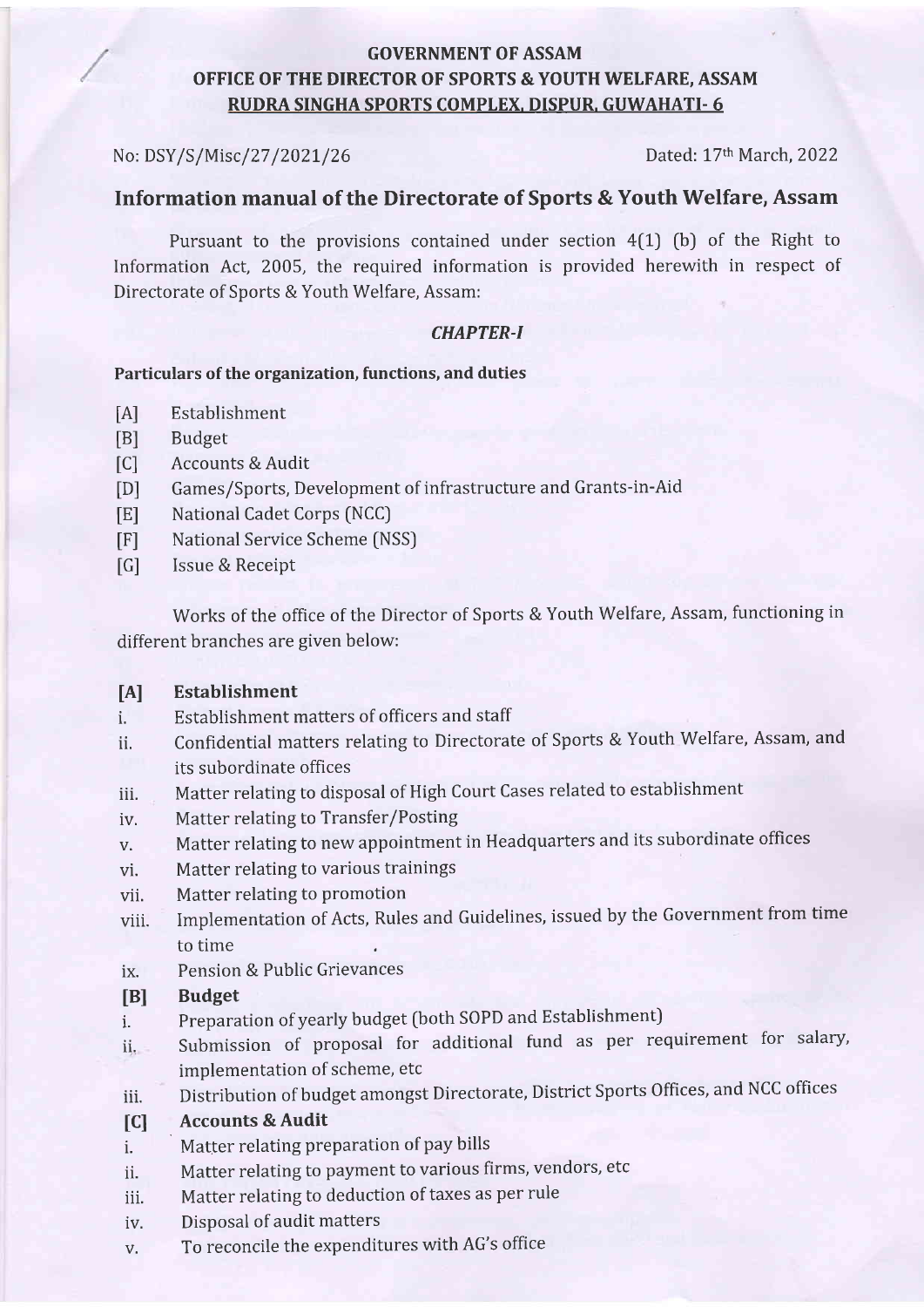**GOVERNMENT OF ASSAM**

**OFFICE OF THE DIRECTOR OF SPORTS & YOUTH WELFARE, ASSAM**

**RUDRA SINGHA SPORTS COMPLEX, DISPUR, GUWAHATI- 6**

No: DSY/S/Misc/27/2021/26 Dated: 17th March, 2022

## Information manual of the Directorate of Sports & Youth Welfare, Assam

Pursuant to the provisions contained under section 4(1) (b) of the Right to Information Act, 2005, the required information is provided herewith in respect of Directorate of Sports & Youth Welfare, Assam:

### *CHAPTER-I*

**Particulars of the organization, functions, and duties**

[A] Establishment
[B] Budget
[C] Accounts & Audit
[D] Games/Sports, Development of infrastructure and Grants-in-Aid
[E] National Cadet Corps (NCC)
[F] National Service Scheme (NSS)
[G] Issue & Receipt

Works of the office of the Director of Sports & Youth Welfare, Assam, functioning in different branches are given below:

**[A] Establishment**

i. Establishment matters of officers and staff
ii. Confidential matters relating to Directorate of Sports & Youth Welfare, Assam, and its subordinate offices
iii. Matter relating to disposal of High Court Cases related to establishment
iv. Matter relating to Transfer/Posting
v. Matter relating to new appointment in Headquarters and its subordinate offices
vi. Matter relating to various trainings
vii. Matter relating to promotion
viii. Implementation of Acts, Rules and Guidelines, issued by the Government from time to time
ix. Pension & Public Grievances

**[B] Budget**

i. Preparation of yearly budget (both SOPD and Establishment)
ii. Submission of proposal for additional fund as per requirement for salary, implementation of scheme, etc
iii. Distribution of budget amongst Directorate, District Sports Offices, and NCC offices

**[C] Accounts & Audit**

i. Matter relating preparation of pay bills
ii. Matter relating to payment to various firms, vendors, etc
iii. Matter relating to deduction of taxes as per rule
iv. Disposal of audit matters
v. To reconcile the expenditures with AG's office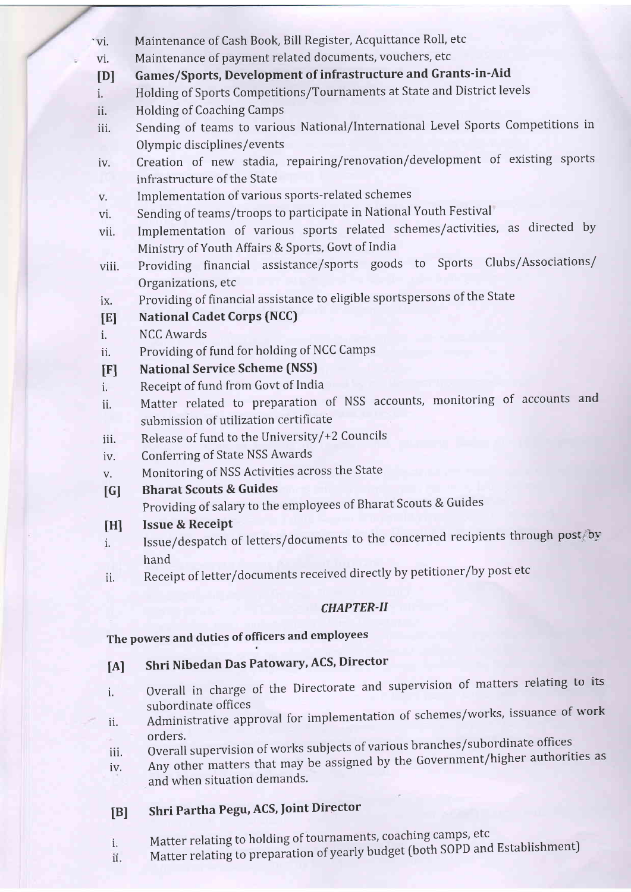- vi. Maintenance of Cash Book, Bill Register, Acquittance Roll, etc
- vi. Maintenance of payment related documents, vouchers, etc

**[D] Games/Sports, Development of infrastructure and Grants-in-Aid**

- i. Holding of Sports Competitions/Tournaments at State and District levels
- ii. Holding of Coaching Camps
- iii. Sending of teams to various National/International Level Sports Competitions in Olympic disciplines/events
- iv. Creation of new stadia, repairing/renovation/development of existing sports infrastructure of the State
- v. Implementation of various sports-related schemes
- vi. Sending of teams/troops to participate in National Youth Festival
- vii. Implementation of various sports related schemes/activities, as directed by Ministry of Youth Affairs & Sports, Govt of India
- viii. Providing financial assistance/sports goods to Sports Clubs/Associations/ Organizations, etc
- ix. Providing of financial assistance to eligible sportspersons of the State

**[E] National Cadet Corps (NCC)**

- i. NCC Awards
- ii. Providing of fund for holding of NCC Camps

**[F] National Service Scheme (NSS)**

- i. Receipt of fund from Govt of India
- ii. Matter related to preparation of NSS accounts, monitoring of accounts and submission of utilization certificate
- iii. Release of fund to the University/+2 Councils
- iv. Conferring of State NSS Awards
- v. Monitoring of NSS Activities across the State

**[G] Bharat Scouts & Guides**

Providing of salary to the employees of Bharat Scouts & Guides

**[H] Issue & Receipt**

- i. Issue/despatch of letters/documents to the concerned recipients through post/by hand
- ii. Receipt of letter/documents received directly by petitioner/by post etc

## *CHAPTER-II*

### The powers and duties of officers and employees

**[A] Shri Nibedan Das Patowary, ACS, Director**

- i. Overall in charge of the Directorate and supervision of matters relating to its subordinate offices
- ii. Administrative approval for implementation of schemes/works, issuance of work orders.
- iii. Overall supervision of works subjects of various branches/subordinate offices
- iv. Any other matters that may be assigned by the Government/higher authorities as and when situation demands.

**[B] Shri Partha Pegu, ACS, Joint Director**

- i. Matter relating to holding of tournaments, coaching camps, etc
- ii. Matter relating to preparation of yearly budget (both SOPD and Establishment)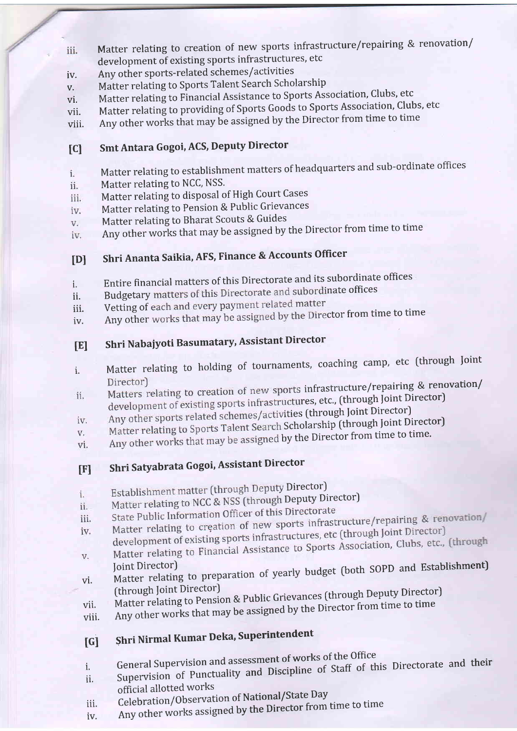iii. Matter relating to creation of new sports infrastructure/repairing & renovation/ development of existing sports infrastructures, etc
iv. Any other sports-related schemes/activities
v. Matter relating to Sports Talent Search Scholarship
vi. Matter relating to Financial Assistance to Sports Association, Clubs, etc
vii. Matter relating to providing of Sports Goods to Sports Association, Clubs, etc
viii. Any other works that may be assigned by the Director from time to time

### [C] Smt Antara Gogoi, ACS, Deputy Director

i. Matter relating to establishment matters of headquarters and sub-ordinate offices
ii. Matter relating to NCC, NSS.
iii. Matter relating to disposal of High Court Cases
iv. Matter relating to Pension & Public Grievances
v. Matter relating to Bharat Scouts & Guides
iv. Any other works that may be assigned by the Director from time to time

### [D] Shri Ananta Saikia, AFS, Finance & Accounts Officer

i. Entire financial matters of this Directorate and its subordinate offices
ii. Budgetary matters of this Directorate and subordinate offices
iii. Vetting of each and every payment related matter
iv. Any other works that may be assigned by the Director from time to time

### [E] Shri Nabajyoti Basumatary, Assistant Director

i. Matter relating to holding of tournaments, coaching camp, etc (through Joint Director)
ii. Matters relating to creation of new sports infrastructure/repairing & renovation/ development of existing sports infrastructures, etc., (through Joint Director)
iv. Any other sports related schemes/activities (through Joint Director)
v. Matter relating to Sports Talent Search Scholarship (through Joint Director)
vi. Any other works that may be assigned by the Director from time to time.

### [F] Shri Satyabrata Gogoi, Assistant Director

i. Establishment matter (through Deputy Director)
ii. Matter relating to NCC & NSS (through Deputy Director)
iii. State Public Information Officer of this Directorate
iv. Matter relating to creation of new sports infrastructure/repairing & renovation/ development of existing sports infrastructures, etc (through Joint Director)
v. Matter relating to Financial Assistance to Sports Association, Clubs, etc., (through Joint Director)
vi. Matter relating to preparation of yearly budget (both SOPD and Establishment) (through Joint Director)
vii. Matter relating to Pension & Public Grievances (through Deputy Director)
viii. Any other works that may be assigned by the Director from time to time

### [G] Shri Nirmal Kumar Deka, Superintendent

i. General Supervision and assessment of works of the Office
ii. Supervision of Punctuality and Discipline of Staff of this Directorate and their official allotted works
iii. Celebration/Observation of National/State Day
iv. Any other works assigned by the Director from time to time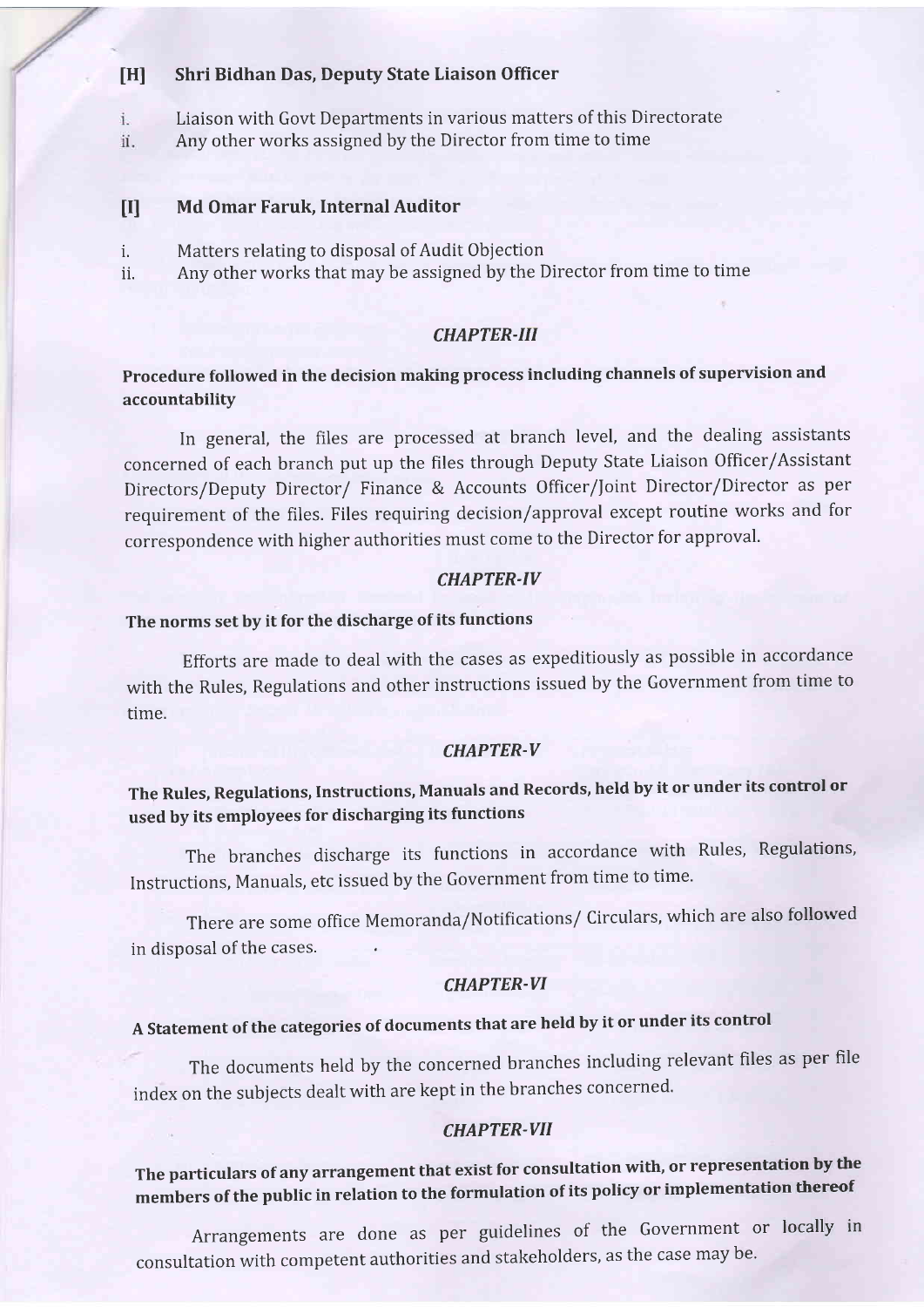### [H] Shri Bidhan Das, Deputy State Liaison Officer

i. Liaison with Govt Departments in various matters of this Directorate
ii. Any other works assigned by the Director from time to time

### [I] Md Omar Faruk, Internal Auditor

i. Matters relating to disposal of Audit Objection
ii. Any other works that may be assigned by the Director from time to time

## *CHAPTER-III*

### Procedure followed in the decision making process including channels of supervision and accountability

In general, the files are processed at branch level, and the dealing assistants concerned of each branch put up the files through Deputy State Liaison Officer/Assistant Directors/Deputy Director/ Finance & Accounts Officer/Joint Director/Director as per requirement of the files. Files requiring decision/approval except routine works and for correspondence with higher authorities must come to the Director for approval.

## *CHAPTER-IV*

### The norms set by it for the discharge of its functions

Efforts are made to deal with the cases as expeditiously as possible in accordance with the Rules, Regulations and other instructions issued by the Government from time to time.

## *CHAPTER-V*

### The Rules, Regulations, Instructions, Manuals and Records, held by it or under its control or used by its employees for discharging its functions

The branches discharge its functions in accordance with Rules, Regulations, Instructions, Manuals, etc issued by the Government from time to time.

There are some office Memoranda/Notifications/ Circulars, which are also followed in disposal of the cases.

## *CHAPTER-VI*

### A Statement of the categories of documents that are held by it or under its control

The documents held by the concerned branches including relevant files as per file index on the subjects dealt with are kept in the branches concerned.

## *CHAPTER-VII*

### The particulars of any arrangement that exist for consultation with, or representation by the members of the public in relation to the formulation of its policy or implementation thereof

Arrangements are done as per guidelines of the Government or locally in consultation with competent authorities and stakeholders, as the case may be.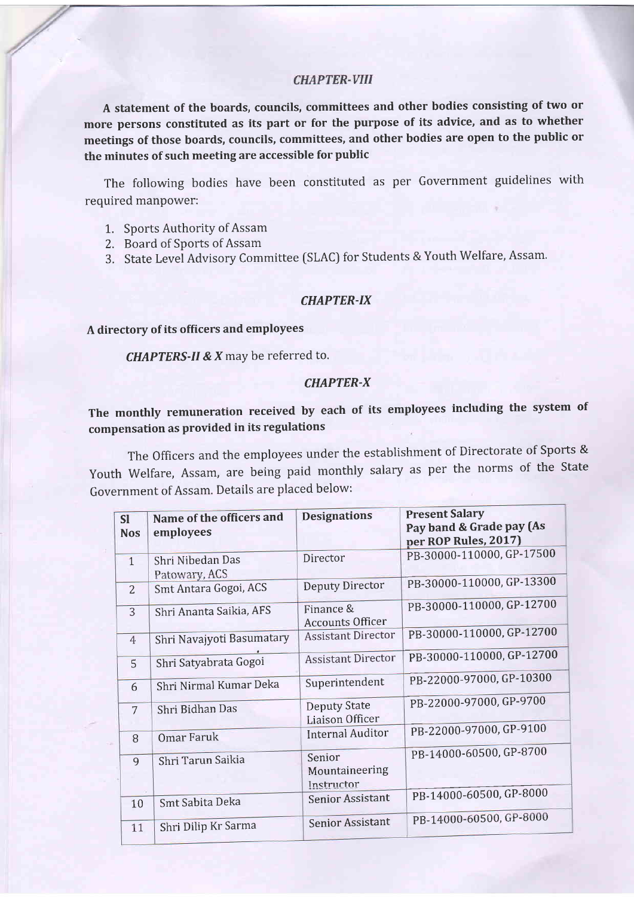## *CHAPTER-VIII*

**A statement of the boards, councils, committees and other bodies consisting of two or more persons constituted as its part or for the purpose of its advice, and as to whether meetings of those boards, councils, committees, and other bodies are open to the public or the minutes of such meeting are accessible for public**

The following bodies have been constituted as per Government guidelines with required manpower:

1. Sports Authority of Assam
2. Board of Sports of Assam
3. State Level Advisory Committee (SLAC) for Students & Youth Welfare, Assam.

## *CHAPTER-IX*

**A directory of its officers and employees**

***CHAPTERS-II & X*** may be referred to.

## *CHAPTER-X*

**The monthly remuneration received by each of its employees including the system of compensation as provided in its regulations**

The Officers and the employees under the establishment of Directorate of Sports & Youth Welfare, Assam, are being paid monthly salary as per the norms of the State Government of Assam. Details are placed below:

| Sl Nos | Name of the officers and employees | Designations | Present Salary Pay band & Grade pay (As per ROP Rules, 2017) |
|---|---|---|---|
| 1 | Shri Nibedan Das Patowary, ACS | Director | PB-30000-110000, GP-17500 |
| 2 | Smt Antara Gogoi, ACS | Deputy Director | PB-30000-110000, GP-13300 |
| 3 | Shri Ananta Saikia, AFS | Finance & Accounts Officer | PB-30000-110000, GP-12700 |
| 4 | Shri Navajyoti Basumatary | Assistant Director | PB-30000-110000, GP-12700 |
| 5 | Shri Satyabrata Gogoi | Assistant Director | PB-30000-110000, GP-12700 |
| 6 | Shri Nirmal Kumar Deka | Superintendent | PB-22000-97000, GP-10300 |
| 7 | Shri Bidhan Das | Deputy State Liaison Officer | PB-22000-97000, GP-9700 |
| 8 | Omar Faruk | Internal Auditor | PB-22000-97000, GP-9100 |
| 9 | Shri Tarun Saikia | Senior Mountaineering Instructor | PB-14000-60500, GP-8700 |
| 10 | Smt Sabita Deka | Senior Assistant | PB-14000-60500, GP-8000 |
| 11 | Shri Dilip Kr Sarma | Senior Assistant | PB-14000-60500, GP-8000 |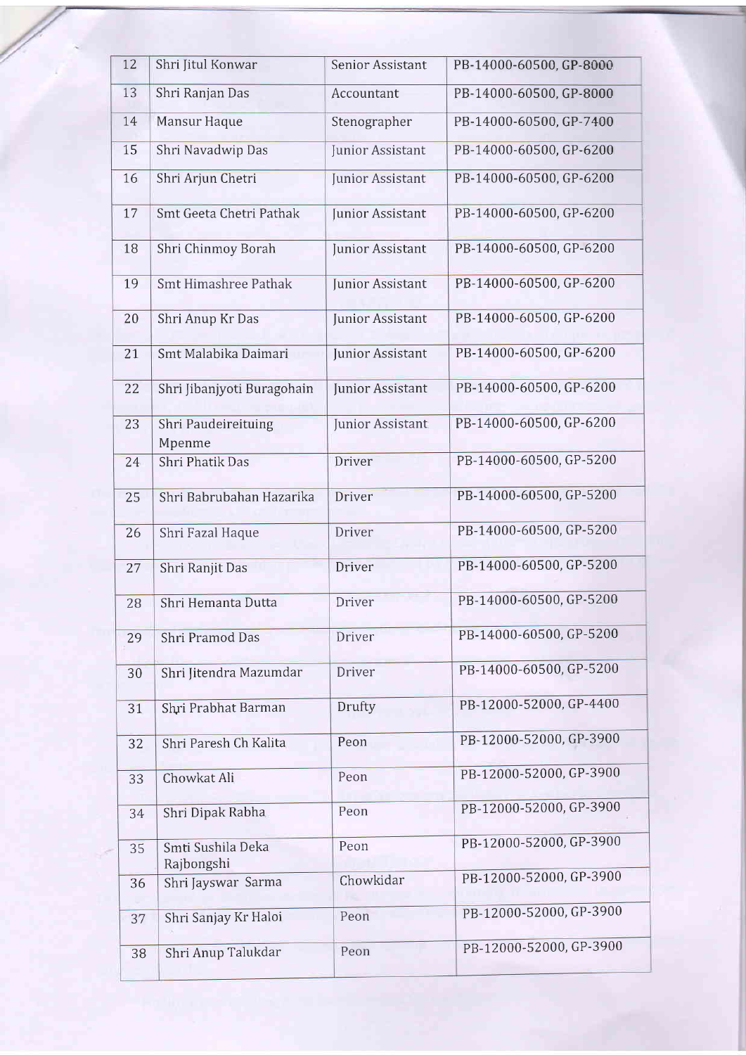| 12 | Shri Jitul Konwar | Senior Assistant | PB-14000-60500, GP-8000 |
|---|---|---|---|
| 13 | Shri Ranjan Das | Accountant | PB-14000-60500, GP-8000 |
| 14 | Mansur Haque | Stenographer | PB-14000-60500, GP-7400 |
| 15 | Shri Navadwip Das | Junior Assistant | PB-14000-60500, GP-6200 |
| 16 | Shri Arjun Chetri | Junior Assistant | PB-14000-60500, GP-6200 |
| 17 | Smt Geeta Chetri Pathak | Junior Assistant | PB-14000-60500, GP-6200 |
| 18 | Shri Chinmoy Borah | Junior Assistant | PB-14000-60500, GP-6200 |
| 19 | Smt Himashree Pathak | Junior Assistant | PB-14000-60500, GP-6200 |
| 20 | Shri Anup Kr Das | Junior Assistant | PB-14000-60500, GP-6200 |
| 21 | Smt Malabika Daimari | Junior Assistant | PB-14000-60500, GP-6200 |
| 22 | Shri Jibanjyoti Buragohain | Junior Assistant | PB-14000-60500, GP-6200 |
| 23 | Shri Paudeireituing Mpenme | Junior Assistant | PB-14000-60500, GP-6200 |
| 24 | Shri Phatik Das | Driver | PB-14000-60500, GP-5200 |
| 25 | Shri Babrubahan Hazarika | Driver | PB-14000-60500, GP-5200 |
| 26 | Shri Fazal Haque | Driver | PB-14000-60500, GP-5200 |
| 27 | Shri Ranjit Das | Driver | PB-14000-60500, GP-5200 |
| 28 | Shri Hemanta Dutta | Driver | PB-14000-60500, GP-5200 |
| 29 | Shri Pramod Das | Driver | PB-14000-60500, GP-5200 |
| 30 | Shri Jitendra Mazumdar | Driver | PB-14000-60500, GP-5200 |
| 31 | Shri Prabhat Barman | Drufty | PB-12000-52000, GP-4400 |
| 32 | Shri Paresh Ch Kalita | Peon | PB-12000-52000, GP-3900 |
| 33 | Chowkat Ali | Peon | PB-12000-52000, GP-3900 |
| 34 | Shri Dipak Rabha | Peon | PB-12000-52000, GP-3900 |
| 35 | Smti Sushila Deka Rajbongshi | Peon | PB-12000-52000, GP-3900 |
| 36 | Shri Jayswar Sarma | Chowkidar | PB-12000-52000, GP-3900 |
| 37 | Shri Sanjay Kr Haloi | Peon | PB-12000-52000, GP-3900 |
| 38 | Shri Anup Talukdar | Peon | PB-12000-52000, GP-3900 |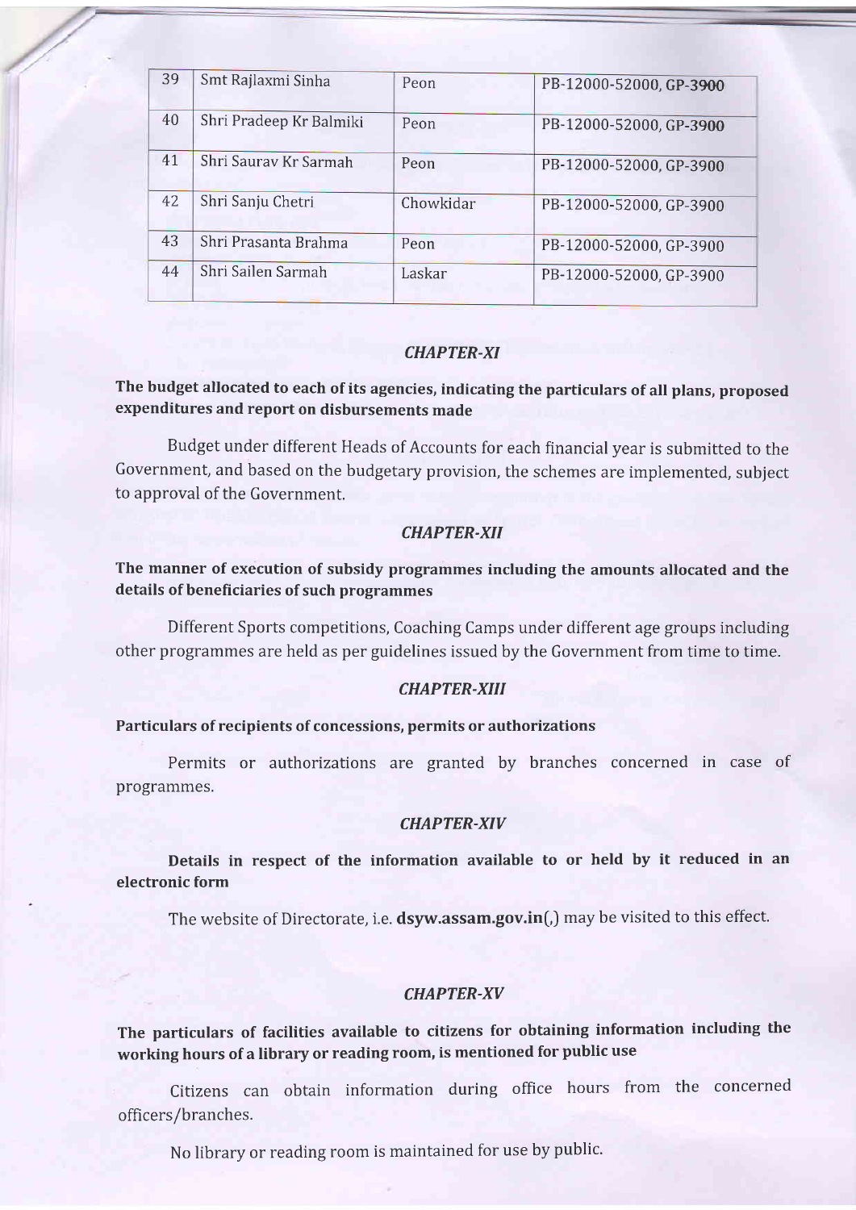| 39 | Smt Rajlaxmi Sinha | Peon | PB-12000-52000, GP-3900 |
|---|---|---|---|
| 40 | Shri Pradeep Kr Balmiki | Peon | PB-12000-52000, GP-3900 |
| 41 | Shri Saurav Kr Sarmah | Peon | PB-12000-52000, GP-3900 |
| 42 | Shri Sanju Chetri | Chowkidar | PB-12000-52000, GP-3900 |
| 43 | Shri Prasanta Brahma | Peon | PB-12000-52000, GP-3900 |
| 44 | Shri Sailen Sarmah | Laskar | PB-12000-52000, GP-3900 |

## *CHAPTER-XI*

**The budget allocated to each of its agencies, indicating the particulars of all plans, proposed expenditures and report on disbursements made**

Budget under different Heads of Accounts for each financial year is submitted to the Government, and based on the budgetary provision, the schemes are implemented, subject to approval of the Government.

## *CHAPTER-XII*

**The manner of execution of subsidy programmes including the amounts allocated and the details of beneficiaries of such programmes**

Different Sports competitions, Coaching Camps under different age groups including other programmes are held as per guidelines issued by the Government from time to time.

## *CHAPTER-XIII*

**Particulars of recipients of concessions, permits or authorizations**

Permits or authorizations are granted by branches concerned in case of programmes.

## *CHAPTER-XIV*

**Details in respect of the information available to or held by it reduced in an electronic form**

The website of Directorate, i.e. **dsyw.assam.gov.in**(,) may be visited to this effect.

## *CHAPTER-XV*

**The particulars of facilities available to citizens for obtaining information including the working hours of a library or reading room, is mentioned for public use**

Citizens can obtain information during office hours from the concerned officers/branches.

No library or reading room is maintained for use by public.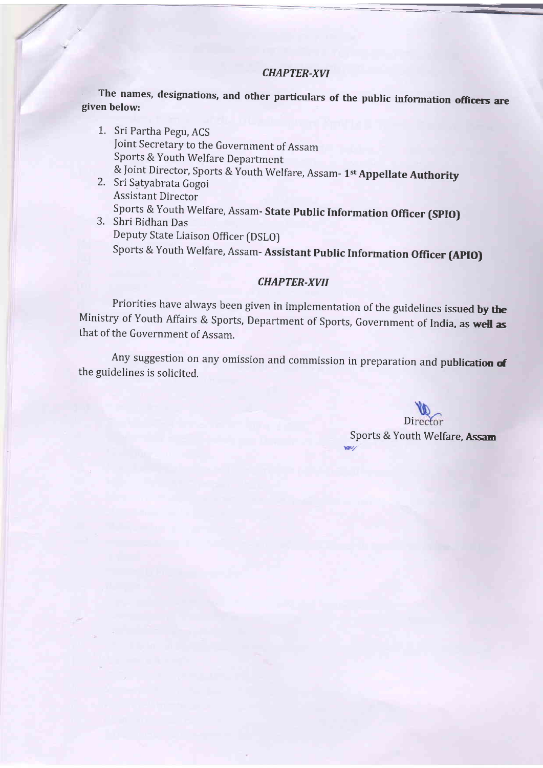## *CHAPTER-XVI*

**The names, designations, and other particulars of the public information officers are given below:**

1. Sri Partha Pegu, ACS
   Joint Secretary to the Government of Assam
   Sports & Youth Welfare Department
   & Joint Director, Sports & Youth Welfare, Assam- **1st Appellate Authority**
2. Sri Satyabrata Gogoi
   Assistant Director
   Sports & Youth Welfare, Assam- **State Public Information Officer (SPIO)**
3. Shri Bidhan Das
   Deputy State Liaison Officer (DSLO)
   Sports & Youth Welfare, Assam- **Assistant Public Information Officer (APIO)**

## *CHAPTER-XVII*

Priorities have always been given in implementation of the guidelines issued **by the** Ministry of Youth Affairs & Sports, Department of Sports, Government of India, **as well as** that of the Government of Assam.

Any suggestion on any omission and commission in preparation and **publication of** the guidelines is solicited.

Director
Sports & Youth Welfare, **Assam**